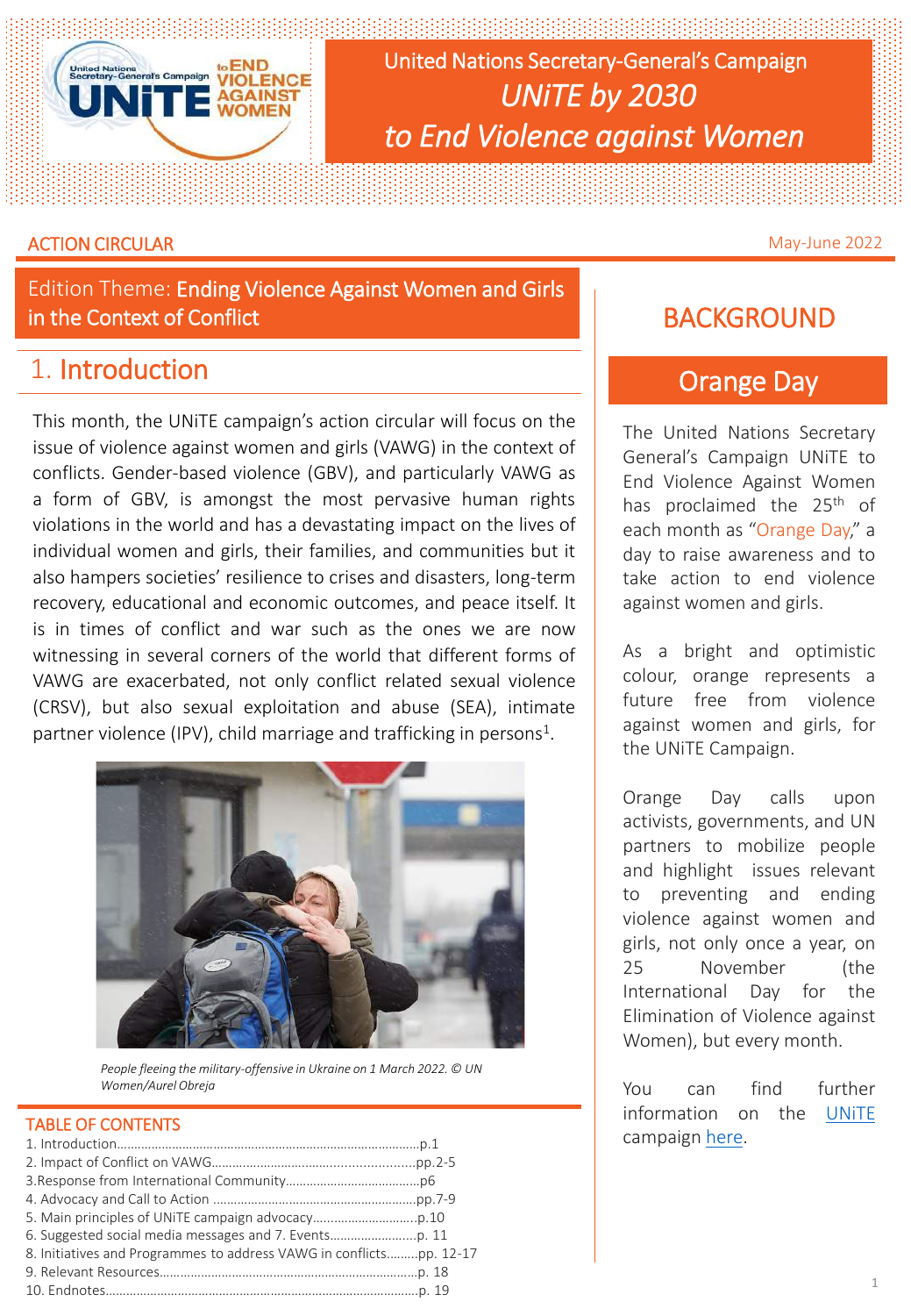# United Nations Secretary-General's Campaign *UNiTE by 2030 to End Violence against Women*

ACTION CIRCULAR

May-June 2022

## Edition Theme: Ending Violence Against Women and Girls in the Context of Conflict

## 1. Introduction

This month, the UNiTE campaign's action circular will focus on the issue of violence against women and girls (VAWG) in the context of conflicts. Gender-based violence (GBV), and particularly VAWG as a form of GBV, is amongst the most pervasive human rights violations in the world and has a devastating impact on the lives of individual women and girls, their families, and communities but it also hampers societies' resilience to crises and disasters, long-term recovery, educational and economic outcomes, and peace itself. It is in times of conflict and war such as the ones we are now witnessing in several corners of the world that different forms of VAWG are exacerbated, not only conflict related sexual violence (CRSV), but also sexual exploitation and abuse (SEA), intimate partner violence (IPV), child marriage and trafficking in persons[1].

*People fleeing the military-offensive in Ukraine on 1 March 2022. © UN Women/Aurel Obreja*

### TABLE OF CONTENTS

1. Introduction....................p.1
2. Impact of Conflict on VAWG....................pp.2-5
3. Response from International Community....................p6
4. Advocacy and Call to Action....................pp.7-9
5. Main principles of UNiTE campaign advocacy....................p.10
6. Suggested social media messages and 7. Events....................p. 11
8. Initiatives and Programmes to address VAWG in conflicts....................pp. 12-17
9. Relevant Resources....................p. 18
10. Endnotes....................p. 19

## BACKGROUND

### Orange Day

The United Nations Secretary General's Campaign UNiTE to End Violence Against Women has proclaimed the 25th of each month as "Orange Day," a day to raise awareness and to take action to end violence against women and girls.

As a bright and optimistic colour, orange represents a future free from violence against women and girls, for the UNiTE Campaign.

Orange Day calls upon activists, governments, and UN partners to mobilize people and highlight issues relevant to preventing and ending violence against women and girls, not only once a year, on 25 November (the International Day for the Elimination of Violence against Women), but every month.

You can find further information on the UNiTE campaign here.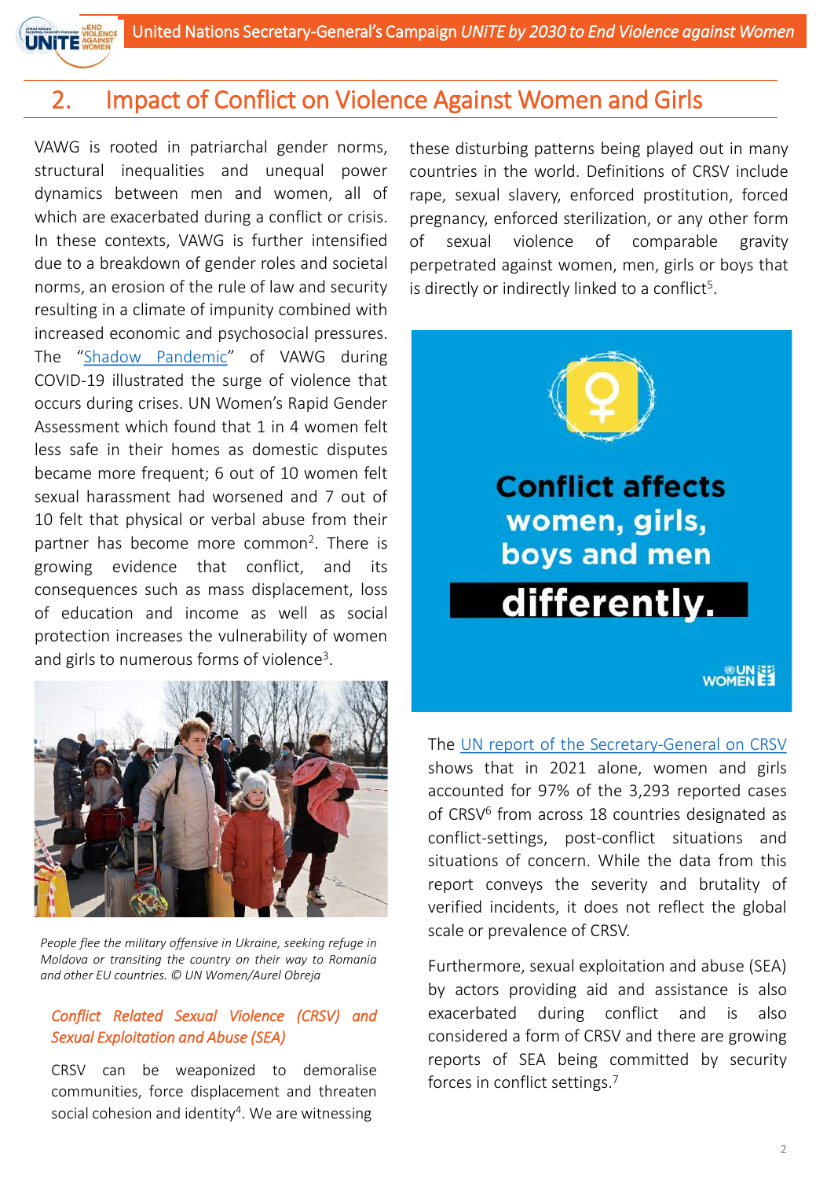## 2. Impact of Conflict on Violence Against Women and Girls

VAWG is rooted in patriarchal gender norms, structural inequalities and unequal power dynamics between men and women, all of which are exacerbated during a conflict or crisis. In these contexts, VAWG is further intensified due to a breakdown of gender roles and societal norms, an erosion of the rule of law and security resulting in a climate of impunity combined with increased economic and psychosocial pressures. The "Shadow Pandemic" of VAWG during COVID-19 illustrated the surge of violence that occurs during crises. UN Women's Rapid Gender Assessment which found that 1 in 4 women felt less safe in their homes as domestic disputes became more frequent; 6 out of 10 women felt sexual harassment had worsened and 7 out of 10 felt that physical or verbal abuse from their partner has become more common[2]. There is growing evidence that conflict, and its consequences such as mass displacement, loss of education and income as well as social protection increases the vulnerability of women and girls to numerous forms of violence[3].

*People flee the military offensive in Ukraine, seeking refuge in Moldova or transiting the country on their way to Romania and other EU countries. © UN Women/Aurel Obreja*

### *Conflict Related Sexual Violence (CRSV) and Sexual Exploitation and Abuse (SEA)*

CRSV can be weaponized to demoralise communities, force displacement and threaten social cohesion and identity[4]. We are witnessing these disturbing patterns being played out in many countries in the world. Definitions of CRSV include rape, sexual slavery, enforced prostitution, forced pregnancy, enforced sterilization, or any other form of sexual violence of comparable gravity perpetrated against women, men, girls or boys that is directly or indirectly linked to a conflict[5].

Conflict affects women, girls, boys and men **differently.**

The UN report of the Secretary-General on CRSV shows that in 2021 alone, women and girls accounted for 97% of the 3,293 reported cases of CRSV[6] from across 18 countries designated as conflict-settings, post-conflict situations and situations of concern. While the data from this report conveys the severity and brutality of verified incidents, it does not reflect the global scale or prevalence of CRSV.

Furthermore, sexual exploitation and abuse (SEA) by actors providing aid and assistance is also exacerbated during conflict and is also considered a form of CRSV and there are growing reports of SEA being committed by security forces in conflict settings.[7]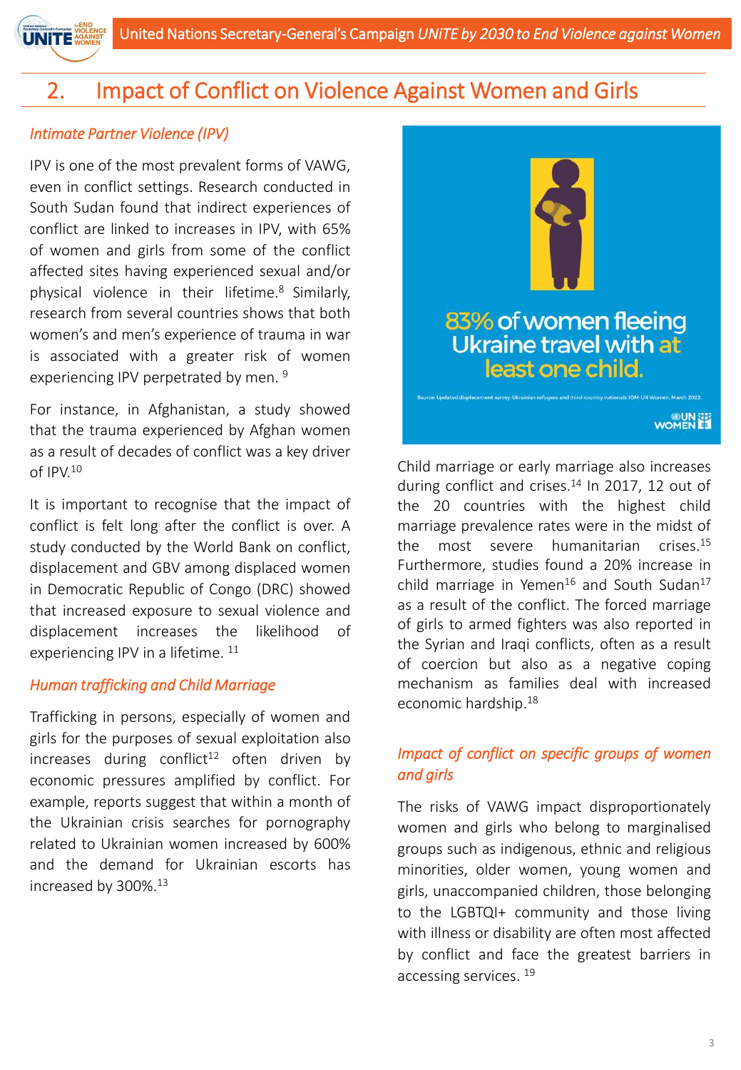## 2. Impact of Conflict on Violence Against Women and Girls

### *Intimate Partner Violence (IPV)*

IPV is one of the most prevalent forms of VAWG, even in conflict settings. Research conducted in South Sudan found that indirect experiences of conflict are linked to increases in IPV, with 65% of women and girls from some of the conflict affected sites having experienced sexual and/or physical violence in their lifetime.[8] Similarly, research from several countries shows that both women's and men's experience of trauma in war is associated with a greater risk of women experiencing IPV perpetrated by men. [9]

For instance, in Afghanistan, a study showed that the trauma experienced by Afghan women as a result of decades of conflict was a key driver of IPV.[10]

It is important to recognise that the impact of conflict is felt long after the conflict is over. A study conducted by the World Bank on conflict, displacement and GBV among displaced women in Democratic Republic of Congo (DRC) showed that increased exposure to sexual violence and displacement increases the likelihood of experiencing IPV in a lifetime. [11]

### *Human trafficking and Child Marriage*

Trafficking in persons, especially of women and girls for the purposes of sexual exploitation also increases during conflict[12] often driven by economic pressures amplified by conflict. For example, reports suggest that within a month of the Ukrainian crisis searches for pornography related to Ukrainian women increased by 600% and the demand for Ukrainian escorts has increased by 300%.[13]

83% of women fleeing Ukraine travel with at least one child.

Source: Updated displacement survey: Ukrainian refugees and third-country nationals, IOM-UN Women, March 2022.

Child marriage or early marriage also increases during conflict and crises.[14] In 2017, 12 out of the 20 countries with the highest child marriage prevalence rates were in the midst of the most severe humanitarian crises.[15] Furthermore, studies found a 20% increase in child marriage in Yemen[16] and South Sudan[17] as a result of the conflict. The forced marriage of girls to armed fighters was also reported in the Syrian and Iraqi conflicts, often as a result of coercion but also as a negative coping mechanism as families deal with increased economic hardship.[18]

### *Impact of conflict on specific groups of women and girls*

The risks of VAWG impact disproportionately women and girls who belong to marginalised groups such as indigenous, ethnic and religious minorities, older women, young women and girls, unaccompanied children, those belonging to the LGBTQI+ community and those living with illness or disability are often most affected by conflict and face the greatest barriers in accessing services. [19]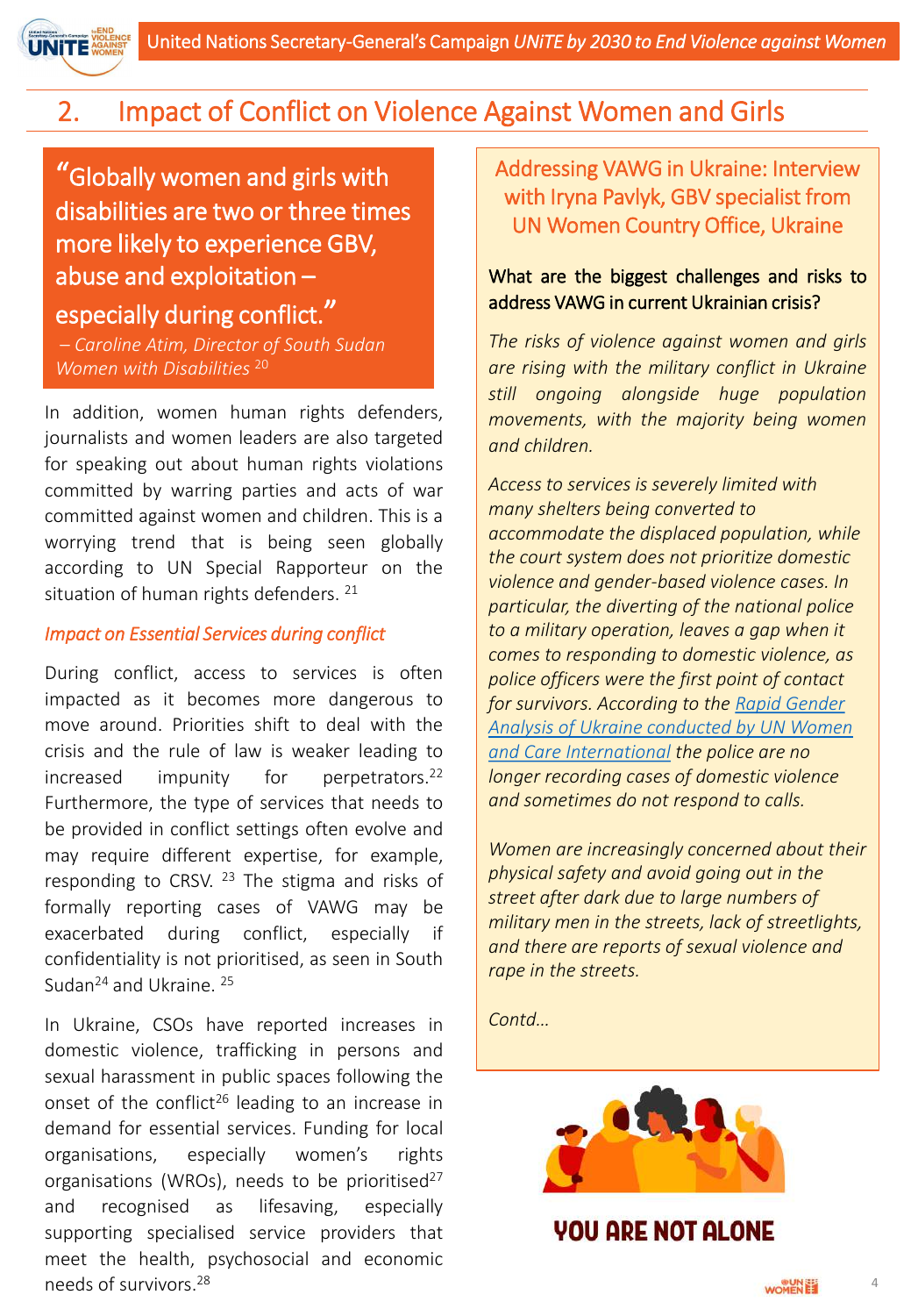## 2. Impact of Conflict on Violence Against Women and Girls

> "Globally women and girls with disabilities are two or three times more likely to experience GBV, abuse and exploitation – especially during conflict."
>
> *– Caroline Atim, Director of South Sudan Women with Disabilities* [20]

In addition, women human rights defenders, journalists and women leaders are also targeted for speaking out about human rights violations committed by warring parties and acts of war committed against women and children. This is a worrying trend that is being seen globally according to UN Special Rapporteur on the situation of human rights defenders. [21]

### *Impact on Essential Services during conflict*

During conflict, access to services is often impacted as it becomes more dangerous to move around. Priorities shift to deal with the crisis and the rule of law is weaker leading to increased impunity for perpetrators.[22] Furthermore, the type of services that needs to be provided in conflict settings often evolve and may require different expertise, for example, responding to CRSV. [23] The stigma and risks of formally reporting cases of VAWG may be exacerbated during conflict, especially if confidentiality is not prioritised, as seen in South Sudan[24] and Ukraine. [25]

In Ukraine, CSOs have reported increases in domestic violence, trafficking in persons and sexual harassment in public spaces following the onset of the conflict[26] leading to an increase in demand for essential services. Funding for local organisations, especially women's rights organisations (WROs), needs to be prioritised[27] and recognised as lifesaving, especially supporting specialised service providers that meet the health, psychosocial and economic needs of survivors.[28]

### Addressing VAWG in Ukraine: Interview with Iryna Pavlyk, GBV specialist from UN Women Country Office, Ukraine

**What are the biggest challenges and risks to address VAWG in current Ukrainian crisis?**

*The risks of violence against women and girls are rising with the military conflict in Ukraine still ongoing alongside huge population movements, with the majority being women and children.*

*Access to services is severely limited with many shelters being converted to accommodate the displaced population, while the court system does not prioritize domestic violence and gender-based violence cases. In particular, the diverting of the national police to a military operation, leaves a gap when it comes to responding to domestic violence, as police officers were the first point of contact for survivors. According to the Rapid Gender Analysis of Ukraine conducted by UN Women and Care International the police are no longer recording cases of domestic violence and sometimes do not respond to calls.*

*Women are increasingly concerned about their physical safety and avoid going out in the street after dark due to large numbers of military men in the streets, lack of streetlights, and there are reports of sexual violence and rape in the streets.*

*Contd…*

YOU ARE NOT ALONE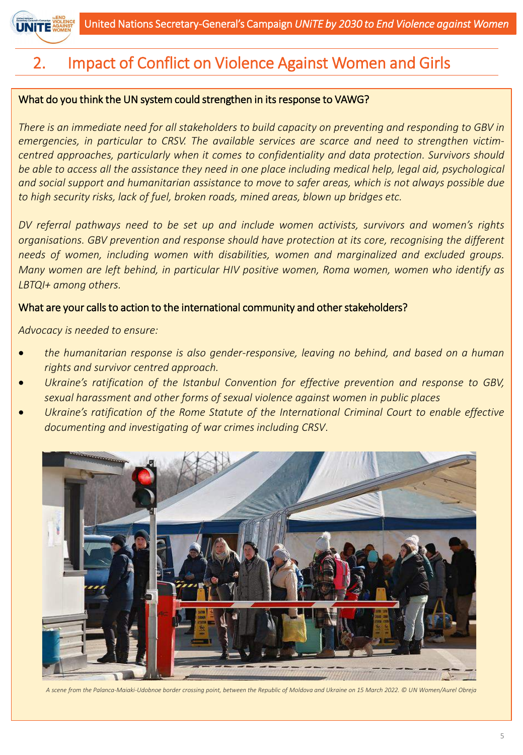## 2. Impact of Conflict on Violence Against Women and Girls

What do you think the UN system could strengthen in its response to VAWG?

*There is an immediate need for all stakeholders to build capacity on preventing and responding to GBV in emergencies, in particular to CRSV. The available services are scarce and need to strengthen victim-centred approaches, particularly when it comes to confidentiality and data protection. Survivors should be able to access all the assistance they need in one place including medical help, legal aid, psychological and social support and humanitarian assistance to move to safer areas, which is not always possible due to high security risks, lack of fuel, broken roads, mined areas, blown up bridges etc.*

*DV referral pathways need to be set up and include women activists, survivors and women's rights organisations. GBV prevention and response should have protection at its core, recognising the different needs of women, including women with disabilities, women and marginalized and excluded groups. Many women are left behind, in particular HIV positive women, Roma women, women who identify as LBTQI+ among others.*

What are your calls to action to the international community and other stakeholders?

*Advocacy is needed to ensure:*

- *the humanitarian response is also gender-responsive, leaving no behind, and based on a human rights and survivor centred approach.*
- *Ukraine's ratification of the Istanbul Convention for effective prevention and response to GBV, sexual harassment and other forms of sexual violence against women in public places*
- *Ukraine's ratification of the Rome Statute of the International Criminal Court to enable effective documenting and investigating of war crimes including CRSV.*

*A scene from the Palanca-Maiaki-Udobnoe border crossing point, between the Republic of Moldova and Ukraine on 15 March 2022. © UN Women/Aurel Obreja*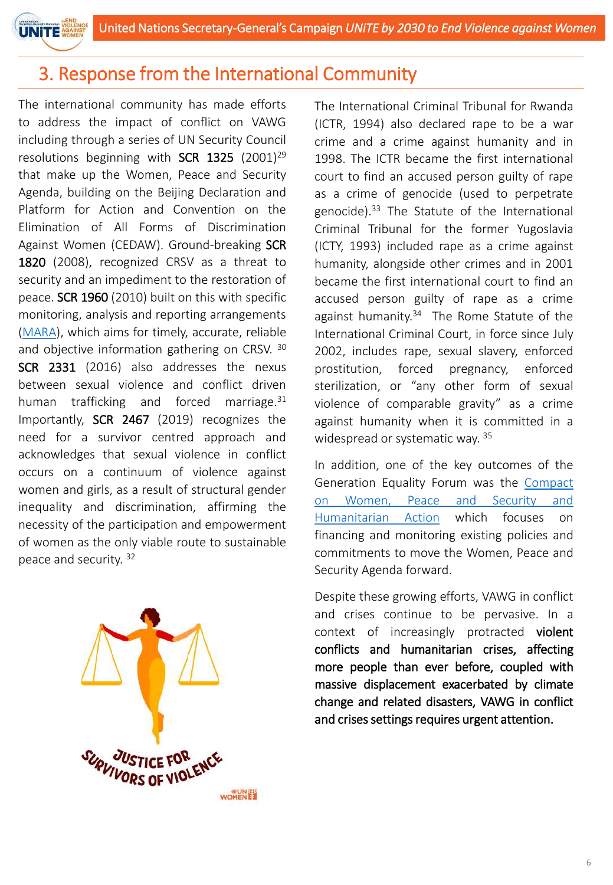# 3. Response from the International Community

The international community has made efforts to address the impact of conflict on VAWG including through a series of UN Security Council resolutions beginning with **SCR 1325** (2001)[29] that make up the Women, Peace and Security Agenda, building on the Beijing Declaration and Platform for Action and Convention on the Elimination of All Forms of Discrimination Against Women (CEDAW). Ground-breaking **SCR 1820** (2008), recognized CRSV as a threat to security and an impediment to the restoration of peace. **SCR 1960** (2010) built on this with specific monitoring, analysis and reporting arrangements (MARA), which aims for timely, accurate, reliable and objective information gathering on CRSV.[30] **SCR 2331** (2016) also addresses the nexus between sexual violence and conflict driven human trafficking and forced marriage.[31] Importantly, **SCR 2467** (2019) recognizes the need for a survivor centred approach and acknowledges that sexual violence in conflict occurs on a continuum of violence against women and girls, as a result of structural gender inequality and discrimination, affirming the necessity of the participation and empowerment of women as the only viable route to sustainable peace and security.[32]

The International Criminal Tribunal for Rwanda (ICTR, 1994) also declared rape to be a war crime and a crime against humanity and in 1998. The ICTR became the first international court to find an accused person guilty of rape as a crime of genocide (used to perpetrate genocide).[33] The Statute of the International Criminal Tribunal for the former Yugoslavia (ICTY, 1993) included rape as a crime against humanity, alongside other crimes and in 2001 became the first international court to find an accused person guilty of rape as a crime against humanity.[34] The Rome Statute of the International Criminal Court, in force since July 2002, includes rape, sexual slavery, enforced prostitution, forced pregnancy, enforced sterilization, or "any other form of sexual violence of comparable gravity" as a crime against humanity when it is committed in a widespread or systematic way.[35]

In addition, one of the key outcomes of the Generation Equality Forum was the Compact on Women, Peace and Security and Humanitarian Action which focuses on financing and monitoring existing policies and commitments to move the Women, Peace and Security Agenda forward.

Despite these growing efforts, VAWG in conflict and crises continue to be pervasive. In a context of increasingly protracted **violent conflicts and humanitarian crises, affecting more people than ever before, coupled with massive displacement exacerbated by climate change and related disasters, VAWG in conflict and crises settings requires urgent attention.**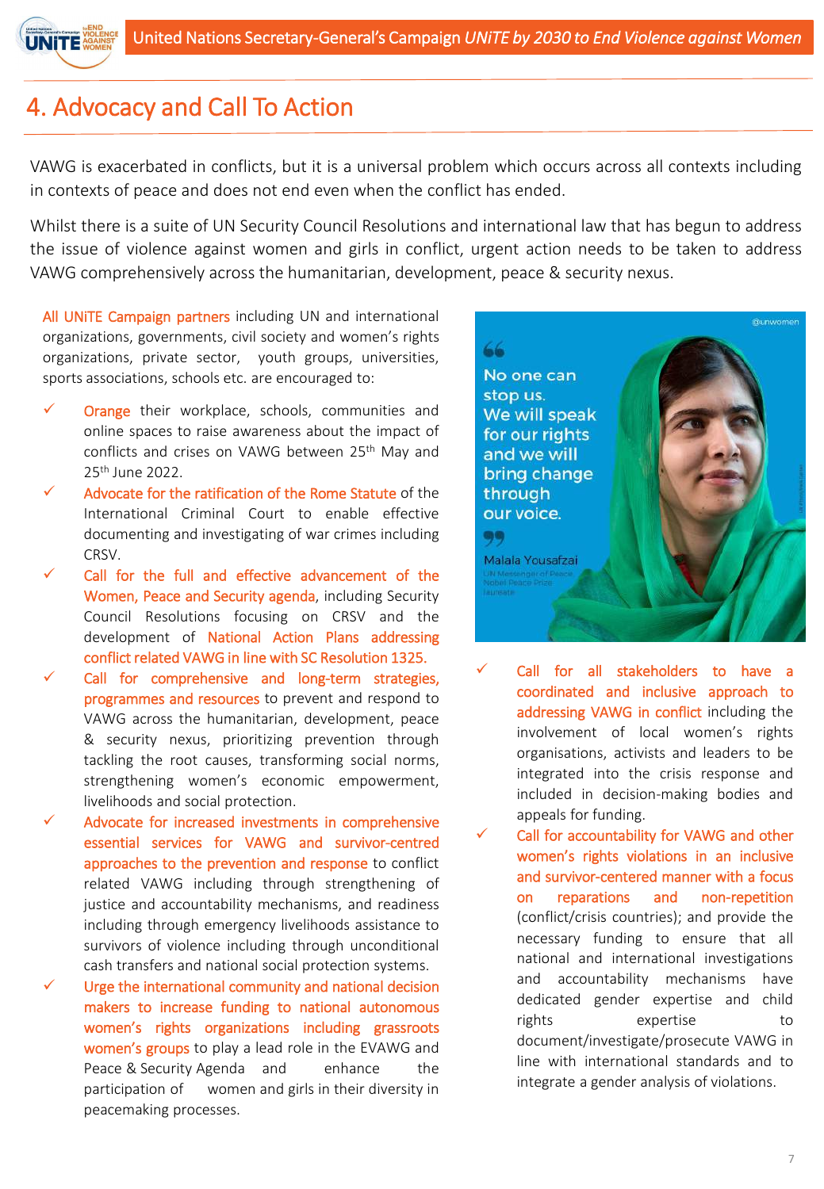# 4. Advocacy and Call To Action

VAWG is exacerbated in conflicts, but it is a universal problem which occurs across all contexts including in contexts of peace and does not end even when the conflict has ended.

Whilst there is a suite of UN Security Council Resolutions and international law that has begun to address the issue of violence against women and girls in conflict, urgent action needs to be taken to address VAWG comprehensively across the humanitarian, development, peace & security nexus.

All UNiTE Campaign partners including UN and international organizations, governments, civil society and women's rights organizations, private sector, youth groups, universities, sports associations, schools etc. are encouraged to:

- ✓ Orange their workplace, schools, communities and online spaces to raise awareness about the impact of conflicts and crises on VAWG between 25th May and 25th June 2022.
- ✓ Advocate for the ratification of the Rome Statute of the International Criminal Court to enable effective documenting and investigating of war crimes including CRSV.
- ✓ Call for the full and effective advancement of the Women, Peace and Security agenda, including Security Council Resolutions focusing on CRSV and the development of National Action Plans addressing conflict related VAWG in line with SC Resolution 1325.
- ✓ Call for comprehensive and long-term strategies, programmes and resources to prevent and respond to VAWG across the humanitarian, development, peace & security nexus, prioritizing prevention through tackling the root causes, transforming social norms, strengthening women's economic empowerment, livelihoods and social protection.
- ✓ Advocate for increased investments in comprehensive essential services for VAWG and survivor-centred approaches to the prevention and response to conflict related VAWG including through strengthening of justice and accountability mechanisms, and readiness including through emergency livelihoods assistance to survivors of violence including through unconditional cash transfers and national social protection systems.
- ✓ Urge the international community and national decision makers to increase funding to national autonomous women's rights organizations including grassroots women's groups to play a lead role in the EVAWG and Peace & Security Agenda and enhance the participation of women and girls in their diversity in peacemaking processes.

> No one can stop us. We will speak for our rights and we will bring change through our voice.
>
> Malala Yousafzai
> UN Messenger of Peace
> Nobel Peace Prize laureate

- ✓ Call for all stakeholders to have a coordinated and inclusive approach to addressing VAWG in conflict including the involvement of local women's rights organisations, activists and leaders to be integrated into the crisis response and included in decision-making bodies and appeals for funding.
- ✓ Call for accountability for VAWG and other women's rights violations in an inclusive and survivor-centered manner with a focus on reparations and non-repetition (conflict/crisis countries); and provide the necessary funding to ensure that all national and international investigations and accountability mechanisms have dedicated gender expertise and child rights expertise to document/investigate/prosecute VAWG in line with international standards and to integrate a gender analysis of violations.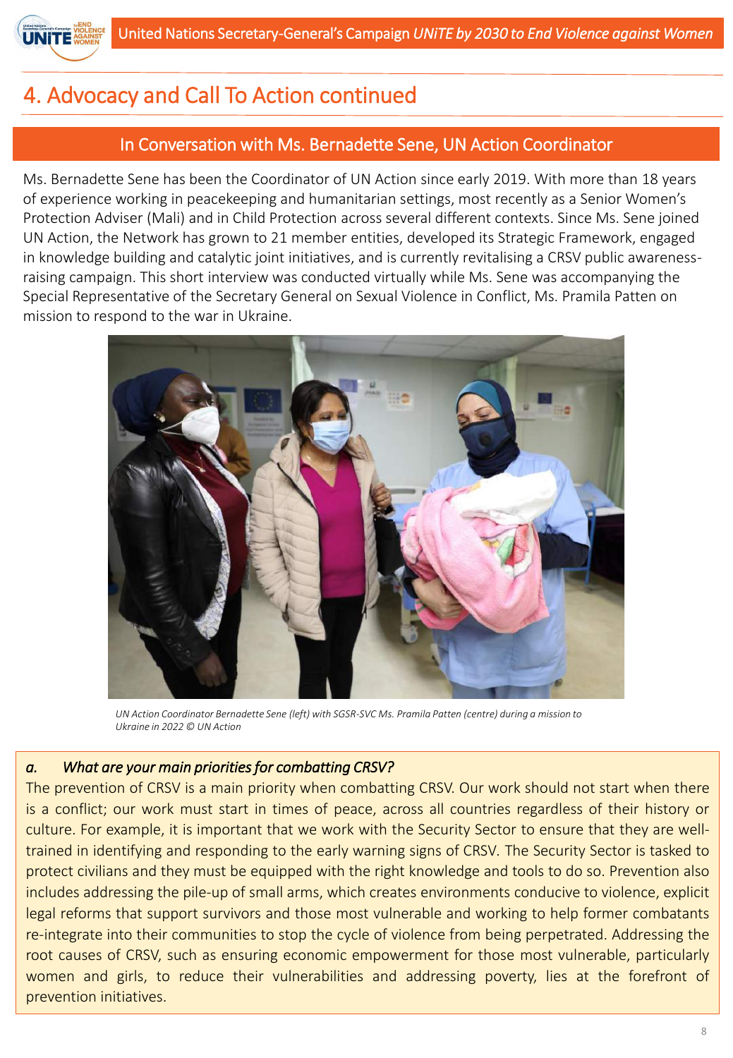## 4. Advocacy and Call To Action continued

### In Conversation with Ms. Bernadette Sene, UN Action Coordinator

Ms. Bernadette Sene has been the Coordinator of UN Action since early 2019. With more than 18 years of experience working in peacekeeping and humanitarian settings, most recently as a Senior Women's Protection Adviser (Mali) and in Child Protection across several different contexts. Since Ms. Sene joined UN Action, the Network has grown to 21 member entities, developed its Strategic Framework, engaged in knowledge building and catalytic joint initiatives, and is currently revitalising a CRSV public awareness-raising campaign. This short interview was conducted virtually while Ms. Sene was accompanying the Special Representative of the Secretary General on Sexual Violence in Conflict, Ms. Pramila Patten on mission to respond to the war in Ukraine.

*UN Action Coordinator Bernadette Sene (left) with SGSR-SVC Ms. Pramila Patten (centre) during a mission to Ukraine in 2022 © UN Action*

***a. What are your main priorities for combatting CRSV?***

The prevention of CRSV is a main priority when combatting CRSV. Our work should not start when there is a conflict; our work must start in times of peace, across all countries regardless of their history or culture. For example, it is important that we work with the Security Sector to ensure that they are well-trained in identifying and responding to the early warning signs of CRSV. The Security Sector is tasked to protect civilians and they must be equipped with the right knowledge and tools to do so. Prevention also includes addressing the pile-up of small arms, which creates environments conducive to violence, explicit legal reforms that support survivors and those most vulnerable and working to help former combatants re-integrate into their communities to stop the cycle of violence from being perpetrated. Addressing the root causes of CRSV, such as ensuring economic empowerment for those most vulnerable, particularly women and girls, to reduce their vulnerabilities and addressing poverty, lies at the forefront of prevention initiatives.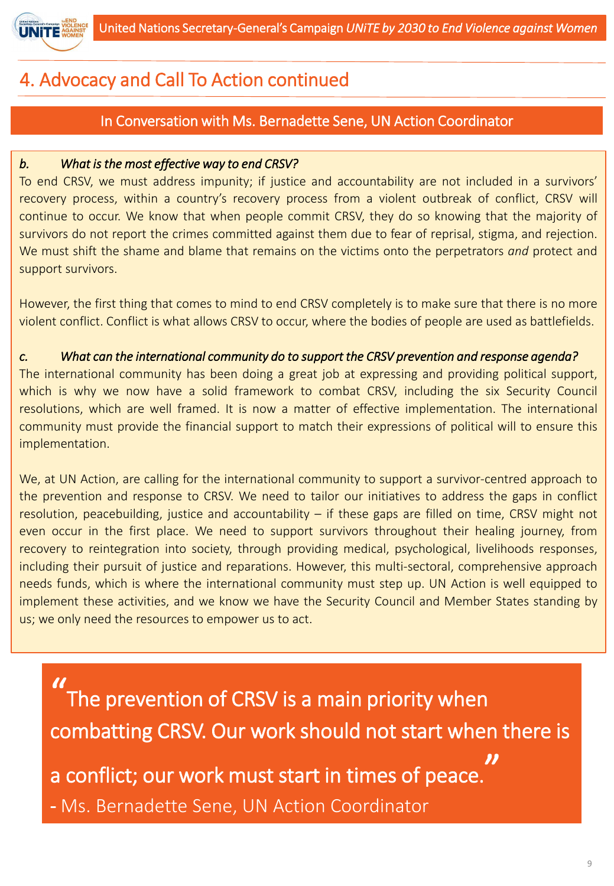## 4. Advocacy and Call To Action continued

### In Conversation with Ms. Bernadette Sene, UN Action Coordinator

*b. What is the most effective way to end CRSV?*

To end CRSV, we must address impunity; if justice and accountability are not included in a survivors' recovery process, within a country's recovery process from a violent outbreak of conflict, CRSV will continue to occur. We know that when people commit CRSV, they do so knowing that the majority of survivors do not report the crimes committed against them due to fear of reprisal, stigma, and rejection. We must shift the shame and blame that remains on the victims onto the perpetrators *and* protect and support survivors.

However, the first thing that comes to mind to end CRSV completely is to make sure that there is no more violent conflict. Conflict is what allows CRSV to occur, where the bodies of people are used as battlefields.

*c. What can the international community do to support the CRSV prevention and response agenda?*

The international community has been doing a great job at expressing and providing political support, which is why we now have a solid framework to combat CRSV, including the six Security Council resolutions, which are well framed. It is now a matter of effective implementation. The international community must provide the financial support to match their expressions of political will to ensure this implementation.

We, at UN Action, are calling for the international community to support a survivor-centred approach to the prevention and response to CRSV. We need to tailor our initiatives to address the gaps in conflict resolution, peacebuilding, justice and accountability – if these gaps are filled on time, CRSV might not even occur in the first place. We need to support survivors throughout their healing journey, from recovery to reintegration into society, through providing medical, psychological, livelihoods responses, including their pursuit of justice and reparations. However, this multi-sectoral, comprehensive approach needs funds, which is where the international community must step up. UN Action is well equipped to implement these activities, and we know we have the Security Council and Member States standing by us; we only need the resources to empower us to act.

> "The prevention of CRSV is a main priority when combatting CRSV. Our work should not start when there is a conflict; our work must start in times of peace."
>
> - Ms. Bernadette Sene, UN Action Coordinator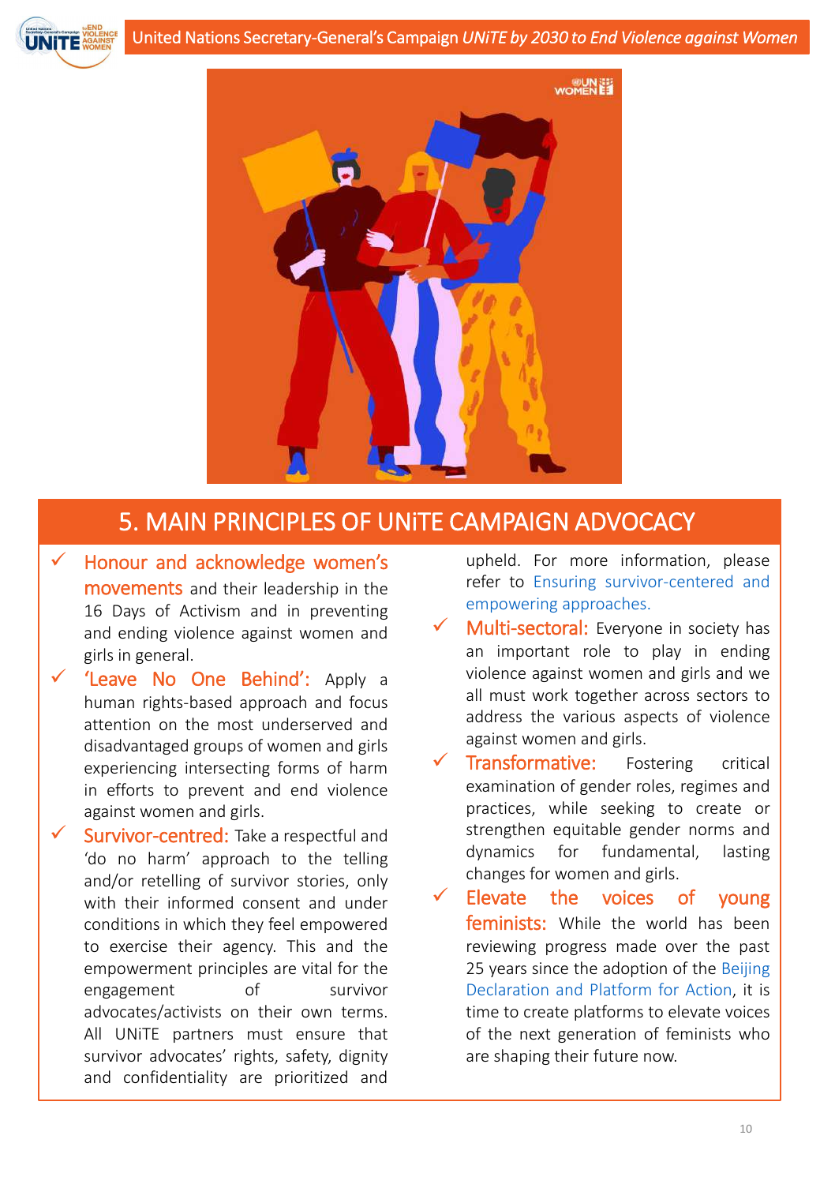## 5. MAIN PRINCIPLES OF UNiTE CAMPAIGN ADVOCACY

- ✓ **Honour and acknowledge women's movements** and their leadership in the 16 Days of Activism and in preventing and ending violence against women and girls in general.
- ✓ **'Leave No One Behind':** Apply a human rights-based approach and focus attention on the most underserved and disadvantaged groups of women and girls experiencing intersecting forms of harm in efforts to prevent and end violence against women and girls.
- ✓ **Survivor-centred:** Take a respectful and 'do no harm' approach to the telling and/or retelling of survivor stories, only with their informed consent and under conditions in which they feel empowered to exercise their agency. This and the empowerment principles are vital for the engagement of survivor advocates/activists on their own terms. All UNiTE partners must ensure that survivor advocates' rights, safety, dignity and confidentiality are prioritized and upheld. For more information, please refer to Ensuring survivor-centered and empowering approaches.
- ✓ **Multi-sectoral:** Everyone in society has an important role to play in ending violence against women and girls and we all must work together across sectors to address the various aspects of violence against women and girls.
- ✓ **Transformative:** Fostering critical examination of gender roles, regimes and practices, while seeking to create or strengthen equitable gender norms and dynamics for fundamental, lasting changes for women and girls.
- ✓ **Elevate the voices of young feminists:** While the world has been reviewing progress made over the past 25 years since the adoption of the Beijing Declaration and Platform for Action, it is time to create platforms to elevate voices of the next generation of feminists who are shaping their future now.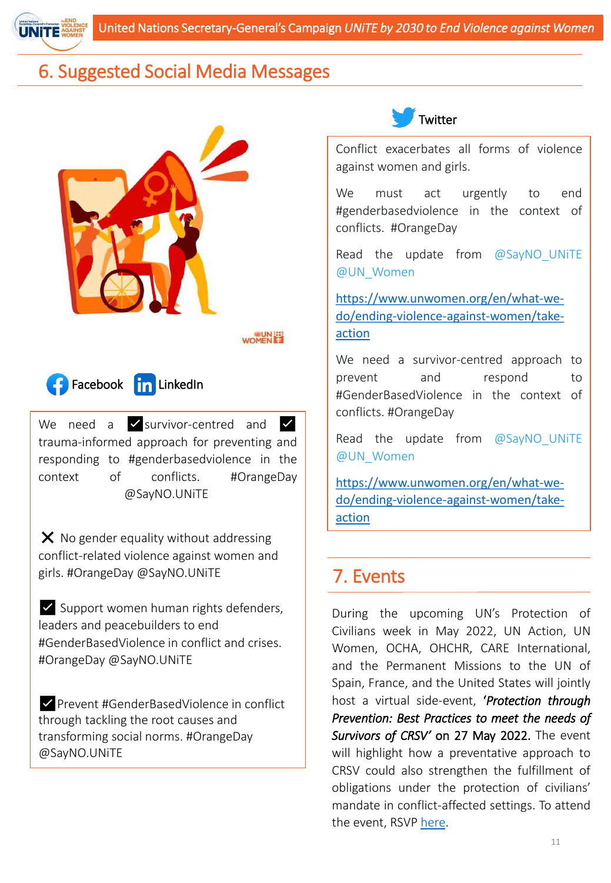## 6. Suggested Social Media Messages

Facebook LinkedIn

We need a ✅survivor-centred and ✅ trauma-informed approach for preventing and responding to #genderbasedviolence in the context of conflicts. #OrangeDay @SayNO.UNiTE

❌ No gender equality without addressing conflict-related violence against women and girls. #OrangeDay @SayNO.UNiTE

✅ Support women human rights defenders, leaders and peacebuilders to end #GenderBasedViolence in conflict and crises. #OrangeDay @SayNO.UNiTE

✅Prevent #GenderBasedViolence in conflict through tackling the root causes and transforming social norms. #OrangeDay @SayNO.UNiTE

Twitter

Conflict exacerbates all forms of violence against women and girls.

We must act urgently to end #genderbasedviolence in the context of conflicts. #OrangeDay

Read the update from @SayNO_UNiTE @UN_Women

https://www.unwomen.org/en/what-we-do/ending-violence-against-women/take-action

We need a survivor-centred approach to prevent and respond to #GenderBasedViolence in the context of conflicts. #OrangeDay

Read the update from @SayNO_UNiTE @UN_Women

https://www.unwomen.org/en/what-we-do/ending-violence-against-women/take-action

## 7. Events

During the upcoming UN's Protection of Civilians week in May 2022, UN Action, UN Women, OCHA, OHCHR, CARE International, and the Permanent Missions to the UN of Spain, France, and the United States will jointly host a virtual side-event, ***'Protection through Prevention: Best Practices to meet the needs of Survivors of CRSV'* on 27 May 2022.** The event will highlight how a preventative approach to CRSV could also strengthen the fulfillment of obligations under the protection of civilians' mandate in conflict-affected settings. To attend the event, RSVP here.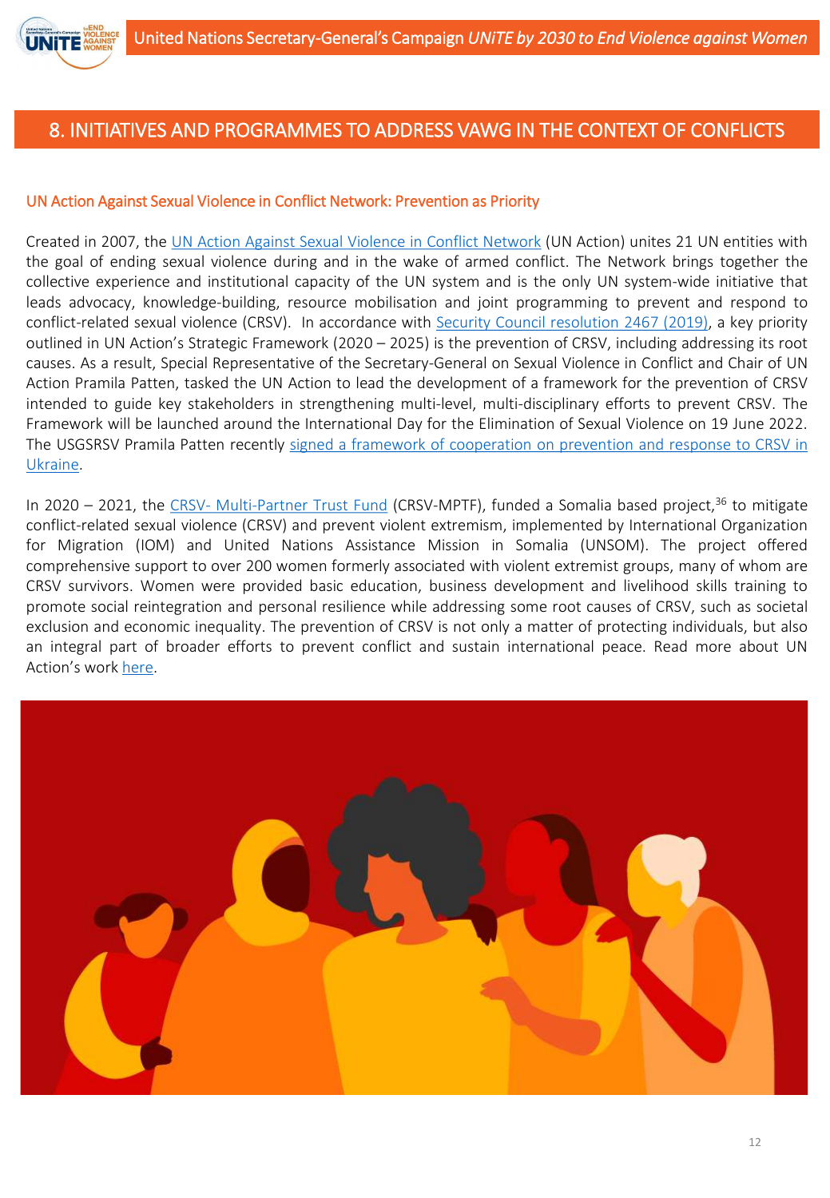## 8. INITIATIVES AND PROGRAMMES TO ADDRESS VAWG IN THE CONTEXT OF CONFLICTS

### UN Action Against Sexual Violence in Conflict Network: Prevention as Priority

Created in 2007, the UN Action Against Sexual Violence in Conflict Network (UN Action) unites 21 UN entities with the goal of ending sexual violence during and in the wake of armed conflict. The Network brings together the collective experience and institutional capacity of the UN system and is the only UN system-wide initiative that leads advocacy, knowledge-building, resource mobilisation and joint programming to prevent and respond to conflict-related sexual violence (CRSV). In accordance with Security Council resolution 2467 (2019), a key priority outlined in UN Action's Strategic Framework (2020 – 2025) is the prevention of CRSV, including addressing its root causes. As a result, Special Representative of the Secretary-General on Sexual Violence in Conflict and Chair of UN Action Pramila Patten, tasked the UN Action to lead the development of a framework for the prevention of CRSV intended to guide key stakeholders in strengthening multi-level, multi-disciplinary efforts to prevent CRSV. The Framework will be launched around the International Day for the Elimination of Sexual Violence on 19 June 2022. The USGSRSV Pramila Patten recently signed a framework of cooperation on prevention and response to CRSV in Ukraine.

In 2020 – 2021, the CRSV- Multi-Partner Trust Fund (CRSV-MPTF), funded a Somalia based project,[36] to mitigate conflict-related sexual violence (CRSV) and prevent violent extremism, implemented by International Organization for Migration (IOM) and United Nations Assistance Mission in Somalia (UNSOM). The project offered comprehensive support to over 200 women formerly associated with violent extremist groups, many of whom are CRSV survivors. Women were provided basic education, business development and livelihood skills training to promote social reintegration and personal resilience while addressing some root causes of CRSV, such as societal exclusion and economic inequality. The prevention of CRSV is not only a matter of protecting individuals, but also an integral part of broader efforts to prevent conflict and sustain international peace. Read more about UN Action's work here.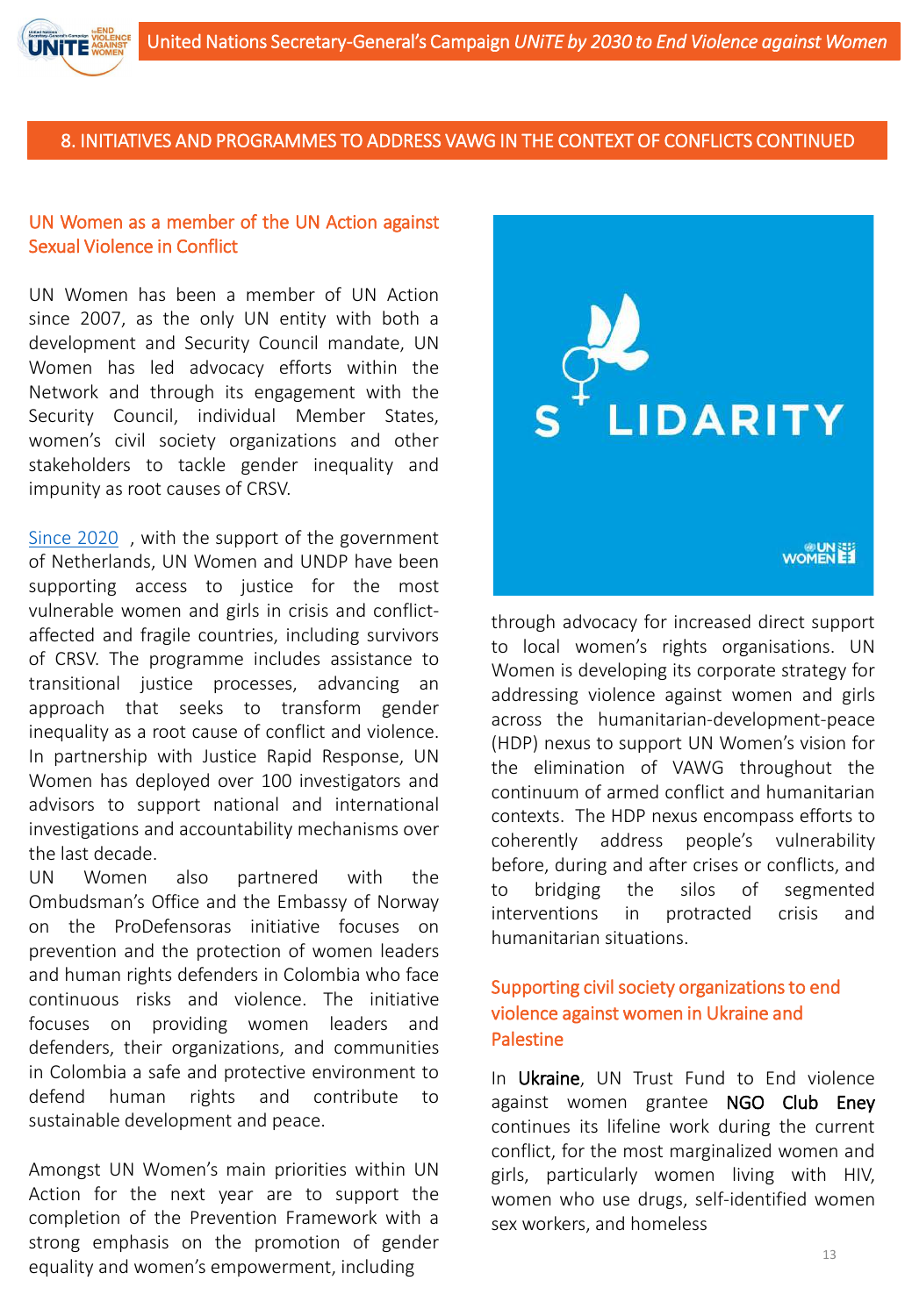## 8. INITIATIVES AND PROGRAMMES TO ADDRESS VAWG IN THE CONTEXT OF CONFLICTS CONTINUED

### UN Women as a member of the UN Action against Sexual Violence in Conflict

UN Women has been a member of UN Action since 2007, as the only UN entity with both a development and Security Council mandate, UN Women has led advocacy efforts within the Network and through its engagement with the Security Council, individual Member States, women's civil society organizations and other stakeholders to tackle gender inequality and impunity as root causes of CRSV.

[Since 2020](#) , with the support of the government of Netherlands, UN Women and UNDP have been supporting access to justice for the most vulnerable women and girls in crisis and conflict-affected and fragile countries, including survivors of CRSV. The programme includes assistance to transitional justice processes, advancing an approach that seeks to transform gender inequality as a root cause of conflict and violence. In partnership with Justice Rapid Response, UN Women has deployed over 100 investigators and advisors to support national and international investigations and accountability mechanisms over the last decade.

UN Women also partnered with the Ombudsman's Office and the Embassy of Norway on the ProDefensoras initiative focuses on prevention and the protection of women leaders and human rights defenders in Colombia who face continuous risks and violence. The initiative focuses on providing women leaders and defenders, their organizations, and communities in Colombia a safe and protective environment to defend human rights and contribute to sustainable development and peace.

Amongst UN Women's main priorities within UN Action for the next year are to support the completion of the Prevention Framework with a strong emphasis on the promotion of gender equality and women's empowerment, including through advocacy for increased direct support to local women's rights organisations. UN Women is developing its corporate strategy for addressing violence against women and girls across the humanitarian-development-peace (HDP) nexus to support UN Women's vision for the elimination of VAWG throughout the continuum of armed conflict and humanitarian contexts. The HDP nexus encompass efforts to coherently address people's vulnerability before, during and after crises or conflicts, and to bridging the silos of segmented interventions in protracted crisis and humanitarian situations.

### Supporting civil society organizations to end violence against women in Ukraine and Palestine

In Ukraine, UN Trust Fund to End violence against women grantee NGO Club Eney continues its lifeline work during the current conflict, for the most marginalized women and girls, particularly women living with HIV, women who use drugs, self-identified women sex workers, and homeless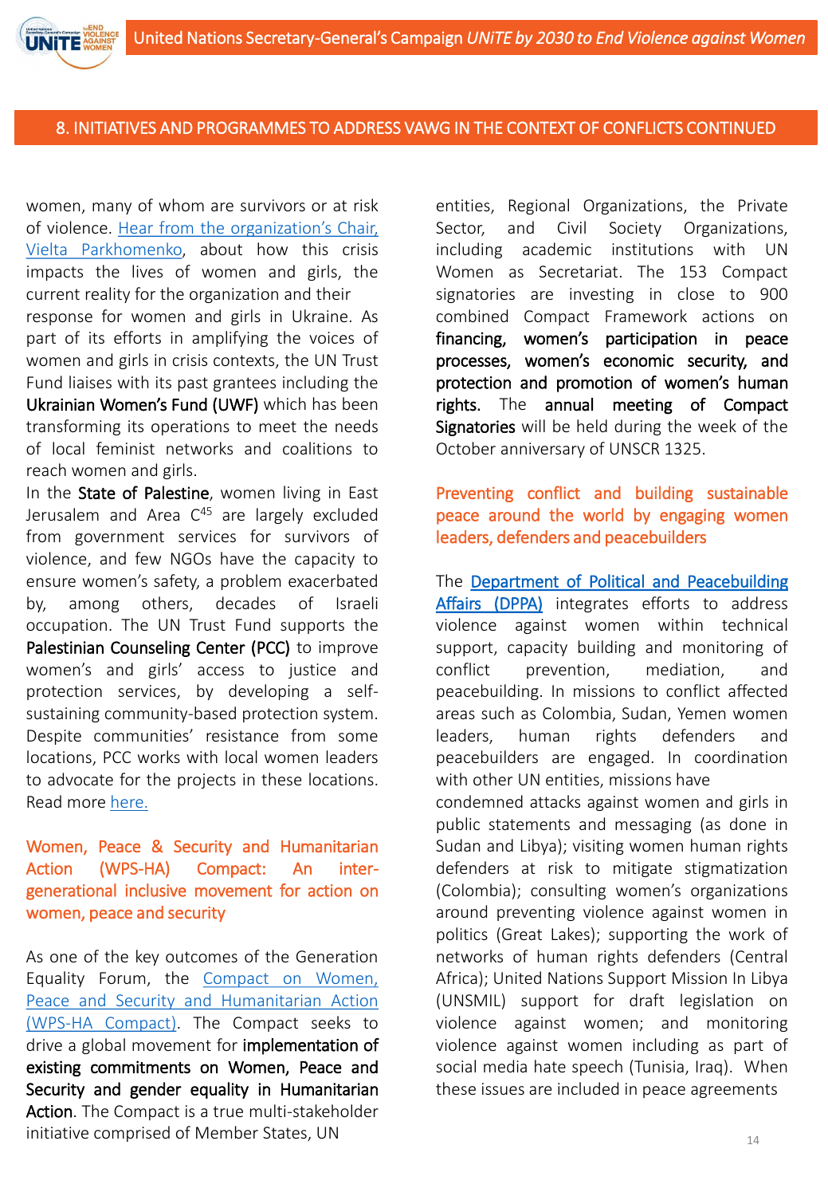## 8. INITIATIVES AND PROGRAMMES TO ADDRESS VAWG IN THE CONTEXT OF CONFLICTS CONTINUED

women, many of whom are survivors or at risk of violence. Hear from the organization's Chair, Vielta Parkhomenko, about how this crisis impacts the lives of women and girls, the current reality for the organization and their response for women and girls in Ukraine. As part of its efforts in amplifying the voices of women and girls in crisis contexts, the UN Trust Fund liaises with its past grantees including the **Ukrainian Women's Fund (UWF)** which has been transforming its operations to meet the needs of local feminist networks and coalitions to reach women and girls.

In the **State of Palestine**, women living in East Jerusalem and Area C[45] are largely excluded from government services for survivors of violence, and few NGOs have the capacity to ensure women's safety, a problem exacerbated by, among others, decades of Israeli occupation. The UN Trust Fund supports the **Palestinian Counseling Center (PCC)** to improve women's and girls' access to justice and protection services, by developing a self-sustaining community-based protection system. Despite communities' resistance from some locations, PCC works with local women leaders to advocate for the projects in these locations. Read more here.

### Women, Peace & Security and Humanitarian Action (WPS-HA) Compact: An inter-generational inclusive movement for action on women, peace and security

As one of the key outcomes of the Generation Equality Forum, the Compact on Women, Peace and Security and Humanitarian Action (WPS-HA Compact). The Compact seeks to drive a global movement for **implementation of existing commitments on Women, Peace and Security and gender equality in Humanitarian Action**. The Compact is a true multi-stakeholder initiative comprised of Member States, UN entities, Regional Organizations, the Private Sector, and Civil Society Organizations, including academic institutions with UN Women as Secretariat. The 153 Compact signatories are investing in close to 900 combined Compact Framework actions on **financing, women's participation in peace processes, women's economic security, and protection and promotion of women's human rights.** The **annual meeting of Compact Signatories** will be held during the week of the October anniversary of UNSCR 1325.

### Preventing conflict and building sustainable peace around the world by engaging women leaders, defenders and peacebuilders

The Department of Political and Peacebuilding Affairs (DPPA) integrates efforts to address violence against women within technical support, capacity building and monitoring of conflict prevention, mediation, and peacebuilding. In missions to conflict affected areas such as Colombia, Sudan, Yemen women leaders, human rights defenders and peacebuilders are engaged. In coordination with other UN entities, missions have condemned attacks against women and girls in public statements and messaging (as done in Sudan and Libya); visiting women human rights defenders at risk to mitigate stigmatization (Colombia); consulting women's organizations around preventing violence against women in politics (Great Lakes); supporting the work of networks of human rights defenders (Central Africa); United Nations Support Mission In Libya (UNSMIL) support for draft legislation on violence against women; and monitoring violence against women including as part of social media hate speech (Tunisia, Iraq). When these issues are included in peace agreements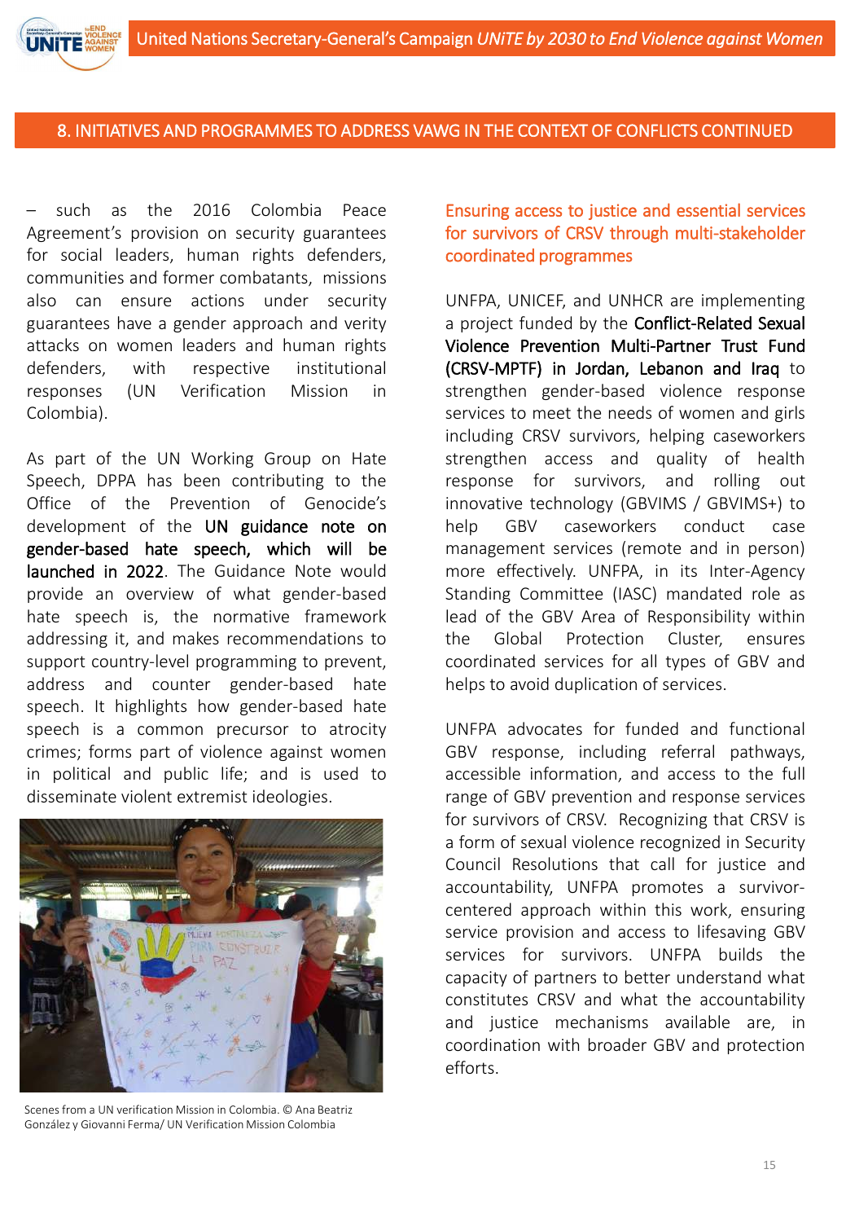## 8. INITIATIVES AND PROGRAMMES TO ADDRESS VAWG IN THE CONTEXT OF CONFLICTS CONTINUED

– such as the 2016 Colombia Peace Agreement's provision on security guarantees for social leaders, human rights defenders, communities and former combatants, missions also can ensure actions under security guarantees have a gender approach and verity attacks on women leaders and human rights defenders, with respective institutional responses (UN Verification Mission in Colombia).

As part of the UN Working Group on Hate Speech, DPPA has been contributing to the Office of the Prevention of Genocide's development of the **UN guidance note on gender-based hate speech, which will be launched in 2022**. The Guidance Note would provide an overview of what gender-based hate speech is, the normative framework addressing it, and makes recommendations to support country-level programming to prevent, address and counter gender-based hate speech. It highlights how gender-based hate speech is a common precursor to atrocity crimes; forms part of violence against women in political and public life; and is used to disseminate violent extremist ideologies.

Scenes from a UN verification Mission in Colombia. © Ana Beatriz González y Giovanni Ferma/ UN Verification Mission Colombia

### Ensuring access to justice and essential services for survivors of CRSV through multi-stakeholder coordinated programmes

UNFPA, UNICEF, and UNHCR are implementing a project funded by the **Conflict-Related Sexual Violence Prevention Multi-Partner Trust Fund (CRSV-MPTF) in Jordan, Lebanon and Iraq** to strengthen gender-based violence response services to meet the needs of women and girls including CRSV survivors, helping caseworkers strengthen access and quality of health response for survivors, and rolling out innovative technology (GBVIMS / GBVIMS+) to help GBV caseworkers conduct case management services (remote and in person) more effectively. UNFPA, in its Inter-Agency Standing Committee (IASC) mandated role as lead of the GBV Area of Responsibility within the Global Protection Cluster, ensures coordinated services for all types of GBV and helps to avoid duplication of services.

UNFPA advocates for funded and functional GBV response, including referral pathways, accessible information, and access to the full range of GBV prevention and response services for survivors of CRSV. Recognizing that CRSV is a form of sexual violence recognized in Security Council Resolutions that call for justice and accountability, UNFPA promotes a survivor-centered approach within this work, ensuring service provision and access to lifesaving GBV services for survivors. UNFPA builds the capacity of partners to better understand what constitutes CRSV and what the accountability and justice mechanisms available are, in coordination with broader GBV and protection efforts.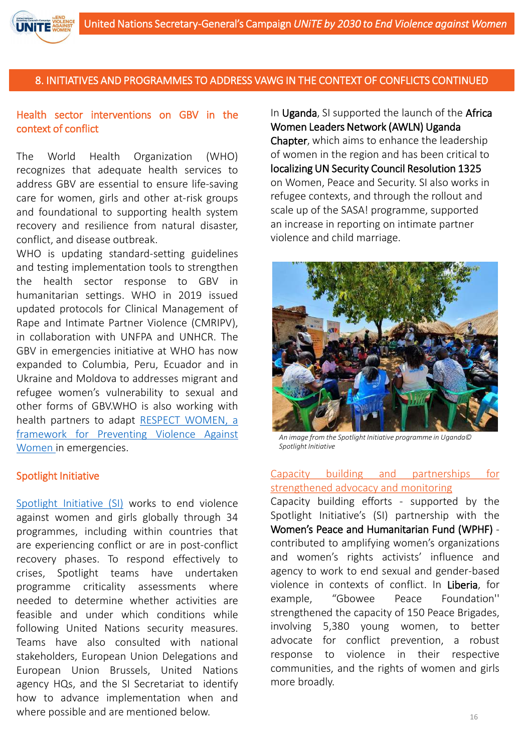## 8. INITIATIVES AND PROGRAMMES TO ADDRESS VAWG IN THE CONTEXT OF CONFLICTS CONTINUED

### Health sector interventions on GBV in the context of conflict

The World Health Organization (WHO) recognizes that adequate health services to address GBV are essential to ensure life-saving care for women, girls and other at-risk groups and foundational to supporting health system recovery and resilience from natural disaster, conflict, and disease outbreak.

WHO is updating standard-setting guidelines and testing implementation tools to strengthen the health sector response to GBV in humanitarian settings. WHO in 2019 issued updated protocols for Clinical Management of Rape and Intimate Partner Violence (CMRIPV), in collaboration with UNFPA and UNHCR. The GBV in emergencies initiative at WHO has now expanded to Columbia, Peru, Ecuador and in Ukraine and Moldova to addresses migrant and refugee women's vulnerability to sexual and other forms of GBV.WHO is also working with health partners to adapt [RESPECT WOMEN, a framework for Preventing Violence Against Women ]in emergencies.

### Spotlight Initiative

[Spotlight Initiative (SI)] works to end violence against women and girls globally through 34 programmes, including within countries that are experiencing conflict or are in post-conflict recovery phases. To respond effectively to crises, Spotlight teams have undertaken programme criticality assessments where needed to determine whether activities are feasible and under which conditions while following United Nations security measures. Teams have also consulted with national stakeholders, European Union Delegations and European Union Brussels, United Nations agency HQs, and the SI Secretariat to identify how to advance implementation when and where possible and are mentioned below.

In **Uganda**, SI supported the launch of the **Africa Women Leaders Network (AWLN) Uganda Chapter**, which aims to enhance the leadership of women in the region and has been critical to **localizing UN Security Council Resolution 1325** on Women, Peace and Security. SI also works in refugee contexts, and through the rollout and scale up of the SASA! programme, supported an increase in reporting on intimate partner violence and child marriage.

*An image from the Spotlight Initiative programme in Uganda© Spotlight Initiative*

### Capacity building and partnerships for strengthened advocacy and monitoring

Capacity building efforts - supported by the Spotlight Initiative's (SI) partnership with the **Women's Peace and Humanitarian Fund (WPHF)** - contributed to amplifying women's organizations and women's rights activists' influence and agency to work to end sexual and gender-based violence in contexts of conflict. In **Liberia**, for example, "Gbowee Peace Foundation'' strengthened the capacity of 150 Peace Brigades, involving 5,380 young women, to better advocate for conflict prevention, a robust response to violence in their respective communities, and the rights of women and girls more broadly.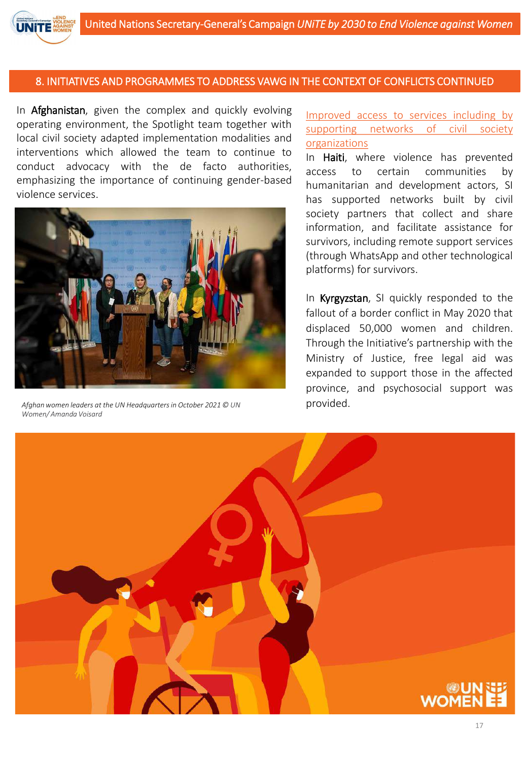## 8. INITIATIVES AND PROGRAMMES TO ADDRESS VAWG IN THE CONTEXT OF CONFLICTS CONTINUED

In **Afghanistan**, given the complex and quickly evolving operating environment, the Spotlight team together with local civil society adapted implementation modalities and interventions which allowed the team to continue to conduct advocacy with the de facto authorities, emphasizing the importance of continuing gender-based violence services.

*Afghan women leaders at the UN Headquarters in October 2021 © UN Women/ Amanda Voisard*

Improved access to services including by supporting networks of civil society organizations

In **Haiti**, where violence has prevented access to certain communities by humanitarian and development actors, SI has supported networks built by civil society partners that collect and share information, and facilitate assistance for survivors, including remote support services (through WhatsApp and other technological platforms) for survivors.

In **Kyrgyzstan**, SI quickly responded to the fallout of a border conflict in May 2020 that displaced 50,000 women and children. Through the Initiative's partnership with the Ministry of Justice, free legal aid was expanded to support those in the affected province, and psychosocial support was provided.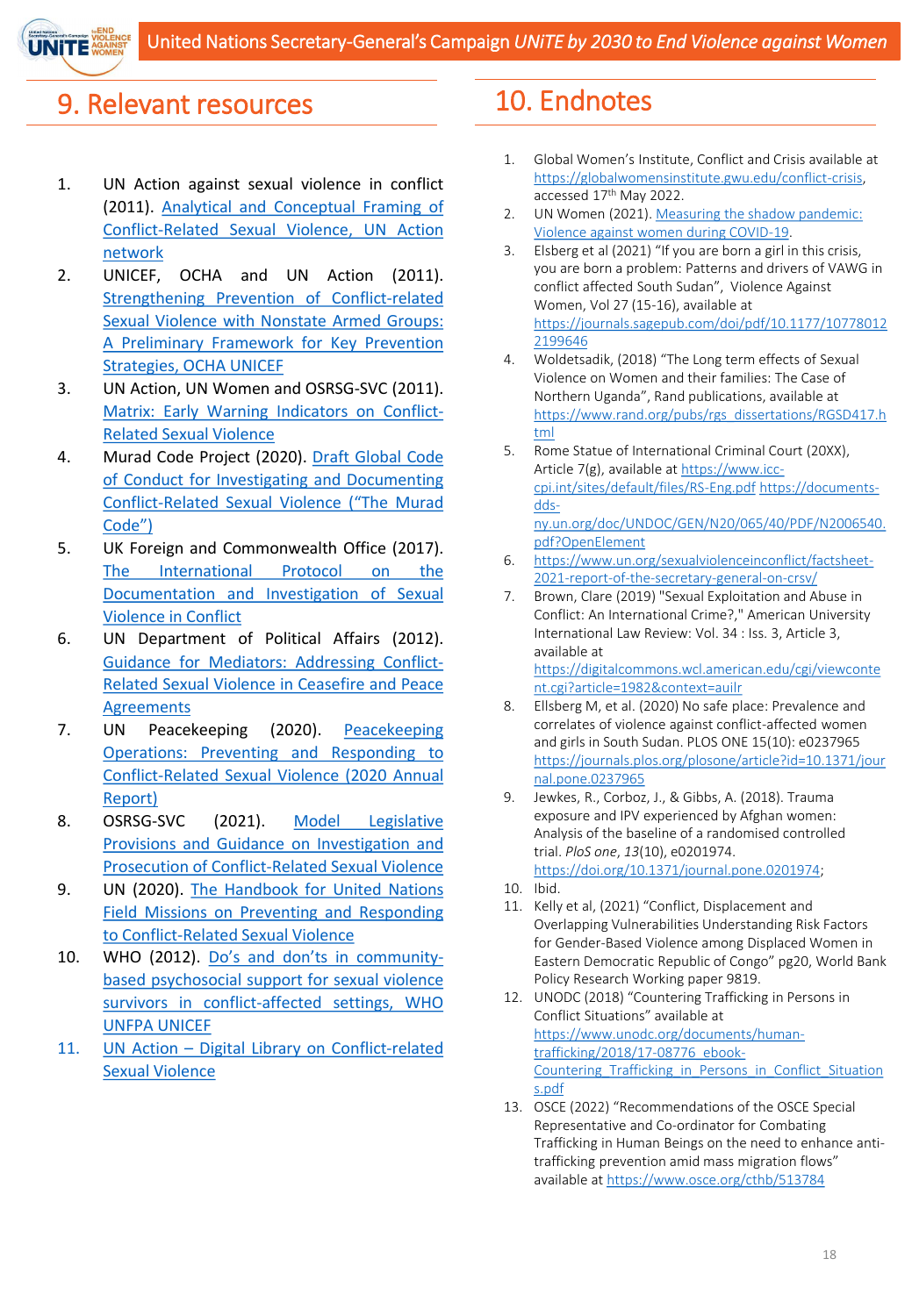## 9. Relevant resources

1. UN Action against sexual violence in conflict (2011). Analytical and Conceptual Framing of Conflict-Related Sexual Violence, UN Action network
2. UNICEF, OCHA and UN Action (2011). Strengthening Prevention of Conflict-related Sexual Violence with Nonstate Armed Groups: A Preliminary Framework for Key Prevention Strategies, OCHA UNICEF
3. UN Action, UN Women and OSRSG-SVC (2011). Matrix: Early Warning Indicators on Conflict-Related Sexual Violence
4. Murad Code Project (2020). Draft Global Code of Conduct for Investigating and Documenting Conflict-Related Sexual Violence ("The Murad Code")
5. UK Foreign and Commonwealth Office (2017). The International Protocol on the Documentation and Investigation of Sexual Violence in Conflict
6. UN Department of Political Affairs (2012). Guidance for Mediators: Addressing Conflict-Related Sexual Violence in Ceasefire and Peace Agreements
7. UN Peacekeeping (2020). Peacekeeping Operations: Preventing and Responding to Conflict-Related Sexual Violence (2020 Annual Report)
8. OSRSG-SVC (2021). Model Legislative Provisions and Guidance on Investigation and Prosecution of Conflict-Related Sexual Violence
9. UN (2020). The Handbook for United Nations Field Missions on Preventing and Responding to Conflict-Related Sexual Violence
10. WHO (2012). Do's and don'ts in community-based psychosocial support for sexual violence survivors in conflict-affected settings, WHO UNFPA UNICEF
11. UN Action – Digital Library on Conflict-related Sexual Violence

## 10. Endnotes

1. Global Women's Institute, Conflict and Crisis available at https://globalwomensinstitute.gwu.edu/conflict-crisis, accessed 17th May 2022.
2. UN Women (2021). Measuring the shadow pandemic: Violence against women during COVID-19.
3. Elsberg et al (2021) "If you are born a girl in this crisis, you are born a problem: Patterns and drivers of VAWG in conflict affected South Sudan", Violence Against Women, Vol 27 (15-16), available at https://journals.sagepub.com/doi/pdf/10.1177/10778012 2199646
4. Woldetsadik, (2018) "The Long term effects of Sexual Violence on Women and their families: The Case of Northern Uganda", Rand publications, available at https://www.rand.org/pubs/rgs_dissertations/RGSD417.html
5. Rome Statue of International Criminal Court (20XX), Article 7(g), available at https://www.icc-cpi.int/sites/default/files/RS-Eng.pdf https://documents-dds-ny.un.org/doc/UNDOC/GEN/N20/065/40/PDF/N2006540.pdf?OpenElement
6. https://www.un.org/sexualviolenceinconflict/factsheet-2021-report-of-the-secretary-general-on-crsv/
7. Brown, Clare (2019) "Sexual Exploitation and Abuse in Conflict: An International Crime?," American University International Law Review: Vol. 34 : Iss. 3, Article 3, available at https://digitalcommons.wcl.american.edu/cgi/viewcontent.cgi?article=1982&context=auilr
8. Ellsberg M, et al. (2020) No safe place: Prevalence and correlates of violence against conflict-affected women and girls in South Sudan. PLOS ONE 15(10): e0237965 https://journals.plos.org/plosone/article?id=10.1371/journal.pone.0237965
9. Jewkes, R., Corboz, J., & Gibbs, A. (2018). Trauma exposure and IPV experienced by Afghan women: Analysis of the baseline of a randomised controlled trial. *PloS one*, *13*(10), e0201974. https://doi.org/10.1371/journal.pone.0201974;
10. Ibid.
11. Kelly et al, (2021) "Conflict, Displacement and Overlapping Vulnerabilities Understanding Risk Factors for Gender-Based Violence among Displaced Women in Eastern Democratic Republic of Congo" pg20, World Bank Policy Research Working paper 9819.
12. UNODC (2018) "Countering Trafficking in Persons in Conflict Situations" available at https://www.unodc.org/documents/human-trafficking/2018/17-08776_ebook-Countering_Trafficking_in_Persons_in_Conflict_Situations.pdf
13. OSCE (2022) "Recommendations of the OSCE Special Representative and Co-ordinator for Combating Trafficking in Human Beings on the need to enhance anti-trafficking prevention amid mass migration flows" available at https://www.osce.org/cthb/513784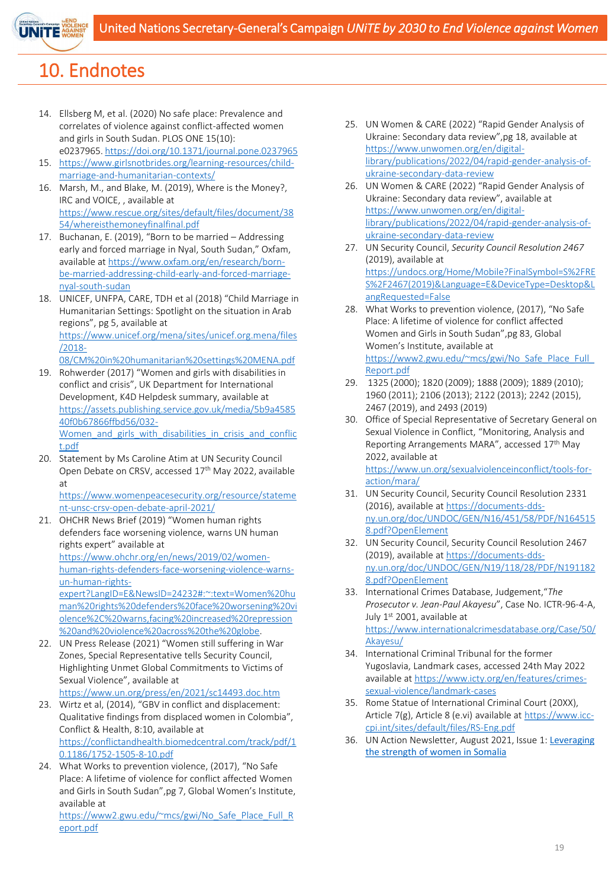# 10. Endnotes

14. Ellsberg M, et al. (2020) No safe place: Prevalence and correlates of violence against conflict-affected women and girls in South Sudan. PLOS ONE 15(10): e0237965. https://doi.org/10.1371/journal.pone.0237965
15. https://www.girlsnotbrides.org/learning-resources/child-marriage-and-humanitarian-contexts/
16. Marsh, M., and Blake, M. (2019), Where is the Money?, IRC and VOICE, , available at https://www.rescue.org/sites/default/files/document/3854/whereisthemoneyfinalfinal.pdf
17. Buchanan, E. (2019), "Born to be married – Addressing early and forced marriage in Nyal, South Sudan," Oxfam, available at https://www.oxfam.org/en/research/born-be-married-addressing-child-early-and-forced-marriage-nyal-south-sudan
18. UNICEF, UNFPA, CARE, TDH et al (2018) "Child Marriage in Humanitarian Settings: Spotlight on the situation in Arab regions", pg 5, available at https://www.unicef.org/mena/sites/unicef.org.mena/files/2018-08/CM%20in%20humanitarian%20settings%20MENA.pdf
19. Rohwerder (2017) "Women and girls with disabilities in conflict and crisis", UK Department for International Development, K4D Helpdesk summary, available at https://assets.publishing.service.gov.uk/media/5b9a458540f0b67866ffbd56/032-Women_and_girls_with_disabilities_in_crisis_and_conflict.pdf
20. Statement by Ms Caroline Atim at UN Security Council Open Debate on CRSV, accessed 17th May 2022, available at https://www.womenpeacesecurity.org/resource/statement-unsc-crsv-open-debate-april-2021/
21. OHCHR News Brief (2019) "Women human rights defenders face worsening violence, warns UN human rights expert" available at https://www.ohchr.org/en/news/2019/02/women-human-rights-defenders-face-worsening-violence-warns-un-human-rights-expert?LangID=E&NewsID=24232#:~:text=Women%20human%20rights%20defenders%20face%20worsening%20violence%2C%20warns,facing%20increased%20repression%20and%20violence%20across%20the%20globe.
22. UN Press Release (2021) "Women still suffering in War Zones, Special Representative tells Security Council, Highlighting Unmet Global Commitments to Victims of Sexual Violence", available at https://www.un.org/press/en/2021/sc14493.doc.htm
23. Wirtz et al, (2014), "GBV in conflict and displacement: Qualitative findings from displaced women in Colombia", Conflict & Health, 8:10, available at https://conflictandhealth.biomedcentral.com/track/pdf/10.1186/1752-1505-8-10.pdf
24. What Works to prevention violence, (2017), "No Safe Place: A lifetime of violence for conflict affected Women and Girls in South Sudan",pg 7, Global Women's Institute, available at https://www2.gwu.edu/~mcs/gwi/No_Safe_Place_Full_Report.pdf
25. UN Women & CARE (2022) "Rapid Gender Analysis of Ukraine: Secondary data review",pg 18, available at https://www.unwomen.org/en/digital-library/publications/2022/04/rapid-gender-analysis-of-ukraine-secondary-data-review
26. UN Women & CARE (2022) "Rapid Gender Analysis of Ukraine: Secondary data review", available at https://www.unwomen.org/en/digital-library/publications/2022/04/rapid-gender-analysis-of-ukraine-secondary-data-review
27. UN Security Council, *Security Council Resolution 2467* (2019), available at https://undocs.org/Home/Mobile?FinalSymbol=S%2FRES%2F2467(2019)&Language=E&DeviceType=Desktop&LangRequested=False
28. What Works to prevention violence, (2017), "No Safe Place: A lifetime of violence for conflict affected Women and Girls in South Sudan",pg 83, Global Women's Institute, available at https://www2.gwu.edu/~mcs/gwi/No_Safe_Place_Full_Report.pdf
29. 1325 (2000); 1820 (2009); 1888 (2009); 1889 (2010); 1960 (2011); 2106 (2013); 2122 (2013); 2242 (2015), 2467 (2019), and 2493 (2019)
30. Office of Special Representative of Secretary General on Sexual Violence in Conflict, "Monitoring, Analysis and Reporting Arrangements MARA", accessed 17th May 2022, available at https://www.un.org/sexualviolenceinconflict/tools-for-action/mara/
31. UN Security Council, Security Council Resolution 2331 (2016), available at https://documents-dds-ny.un.org/doc/UNDOC/GEN/N16/451/58/PDF/N1645158.pdf?OpenElement
32. UN Security Council, Security Council Resolution 2467 (2019), available at https://documents-dds-ny.un.org/doc/UNDOC/GEN/N19/118/28/PDF/N1911828.pdf?OpenElement
33. International Crimes Database, Judgement,"*The Prosecutor v. Jean-Paul Akayesu*", Case No. ICTR-96-4-A, July 1st 2001, available at https://www.internationalcrimesdatabase.org/Case/50/Akayesu/
34. International Criminal Tribunal for the former Yugoslavia, Landmark cases, accessed 24th May 2022 available at https://www.icty.org/en/features/crimes-sexual-violence/landmark-cases
35. Rome Statue of International Criminal Court (20XX), Article 7(g), Article 8 (e.vi) available at https://www.icc-cpi.int/sites/default/files/RS-Eng.pdf
36. UN Action Newsletter, August 2021, Issue 1: Leveraging the strength of women in Somalia